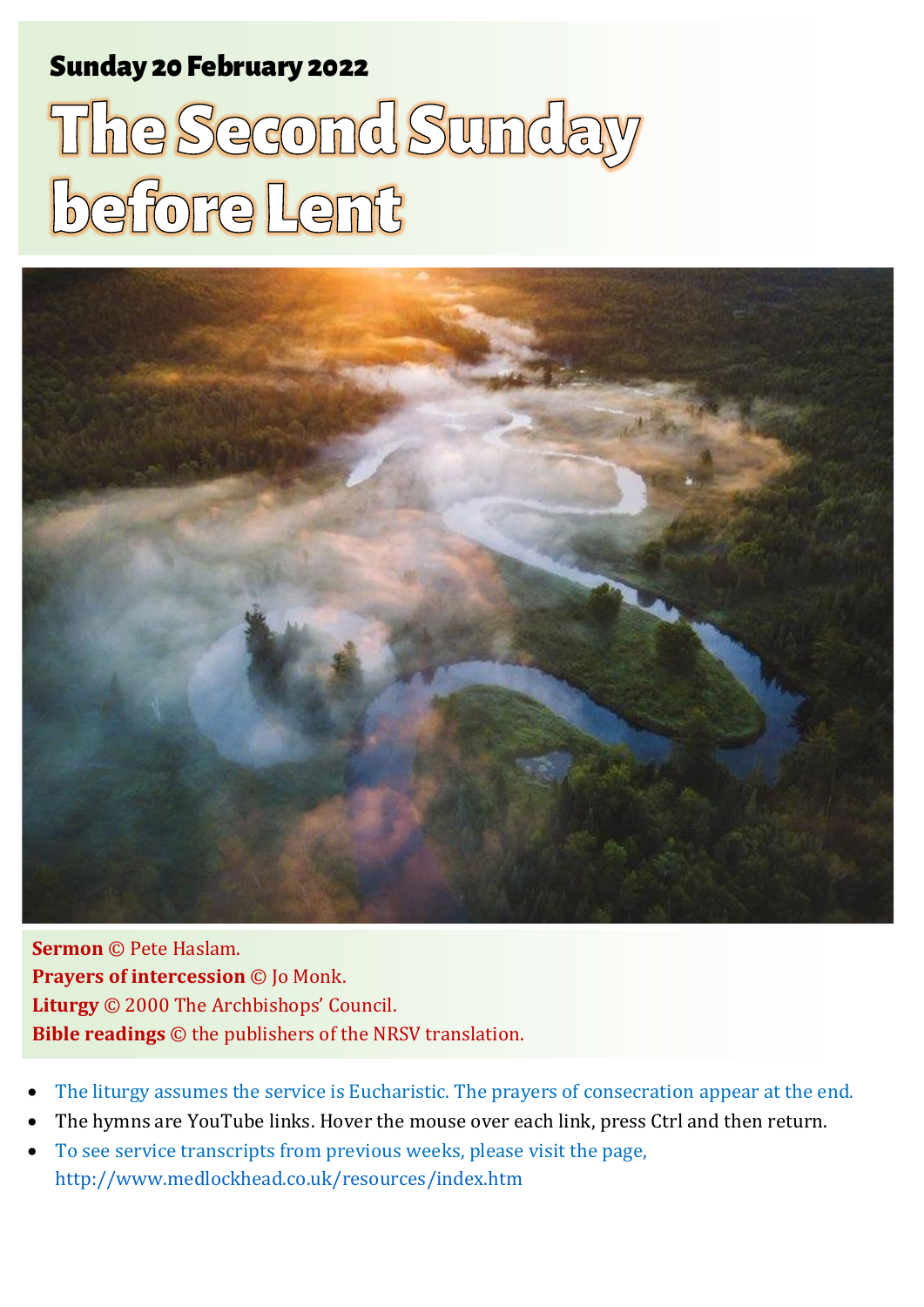**Sunday 20 February 2022**

# The Second Sunday before Lent

**Sermon** © Pete Haslam.
**Prayers of intercession** © Jo Monk.
**Liturgy** © 2000 The Archbishops' Council.
**Bible readings** © the publishers of the NRSV translation.

- The liturgy assumes the service is Eucharistic. The prayers of consecration appear at the end.
- The hymns are YouTube links. Hover the mouse over each link, press Ctrl and then return.
- To see service transcripts from previous weeks, please visit the page, http://www.medlockhead.co.uk/resources/index.htm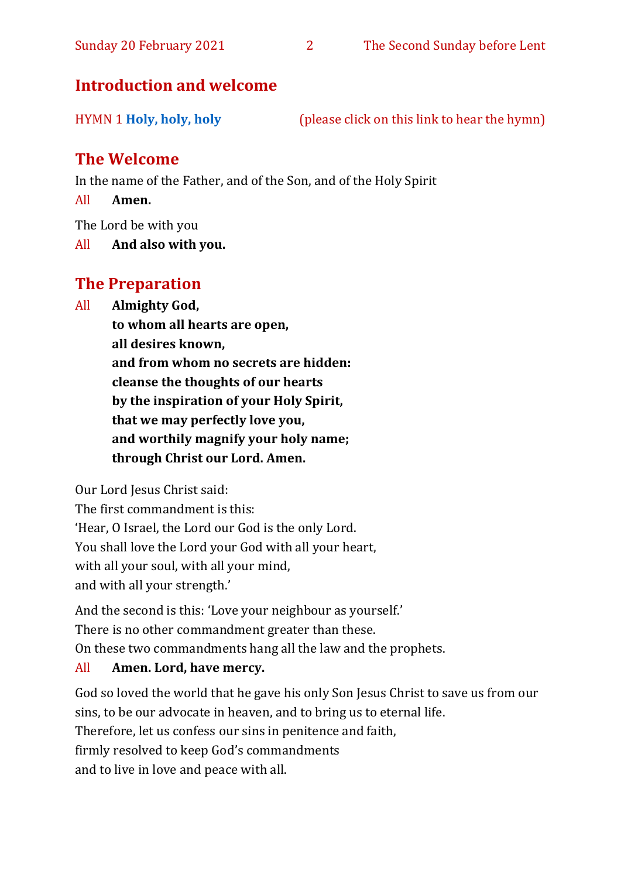## Introduction and welcome

HYMN 1 **Holy, holy, holy** (please click on this link to hear the hymn)

## The Welcome

In the name of the Father, and of the Son, and of the Holy Spirit

All **Amen.**

The Lord be with you

All **And also with you.**

## The Preparation

All **Almighty God,**
**to whom all hearts are open,**
**all desires known,**
**and from whom no secrets are hidden:**
**cleanse the thoughts of our hearts**
**by the inspiration of your Holy Spirit,**
**that we may perfectly love you,**
**and worthily magnify your holy name;**
**through Christ our Lord. Amen.**

Our Lord Jesus Christ said:
The first commandment is this:
'Hear, O Israel, the Lord our God is the only Lord.
You shall love the Lord your God with all your heart,
with all your soul, with all your mind,
and with all your strength.'

And the second is this: 'Love your neighbour as yourself.'
There is no other commandment greater than these.
On these two commandments hang all the law and the prophets.

All **Amen. Lord, have mercy.**

God so loved the world that he gave his only Son Jesus Christ to save us from our sins, to be our advocate in heaven, and to bring us to eternal life.
Therefore, let us confess our sins in penitence and faith,
firmly resolved to keep God's commandments
and to live in love and peace with all.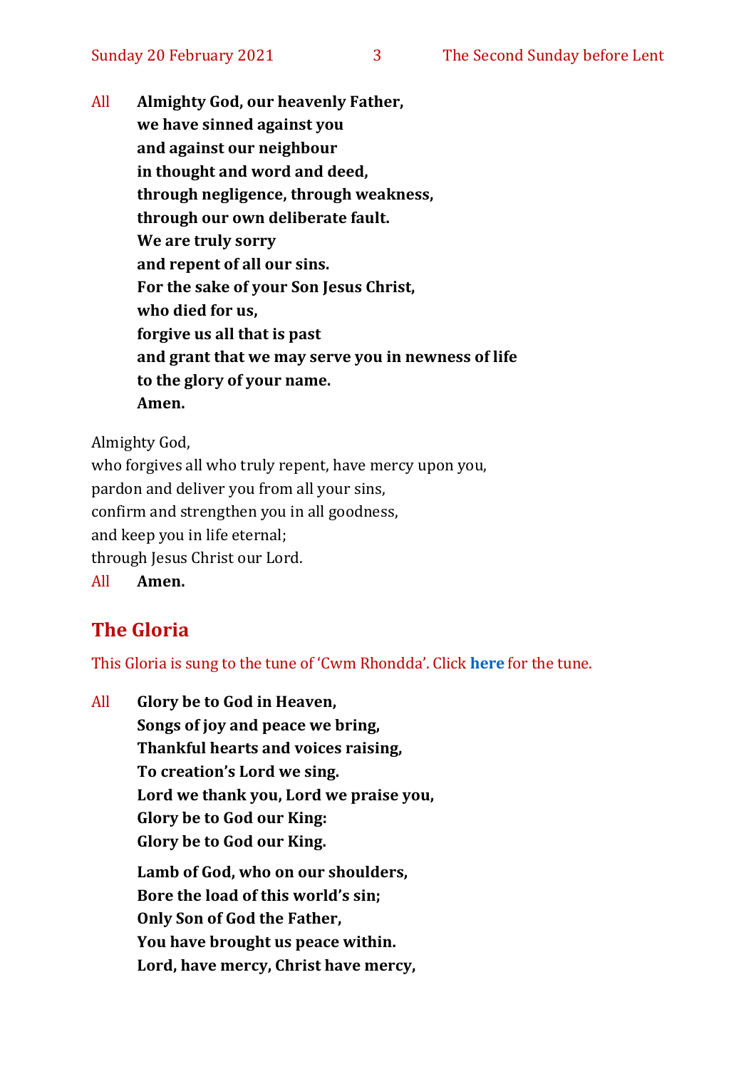All **Almighty God, our heavenly Father,**
**we have sinned against you**
**and against our neighbour**
**in thought and word and deed,**
**through negligence, through weakness,**
**through our own deliberate fault.**
**We are truly sorry**
**and repent of all our sins.**
**For the sake of your Son Jesus Christ,**
**who died for us,**
**forgive us all that is past**
**and grant that we may serve you in newness of life**
**to the glory of your name.**
**Amen.**

Almighty God,
who forgives all who truly repent, have mercy upon you,
pardon and deliver you from all your sins,
confirm and strengthen you in all goodness,
and keep you in life eternal;
through Jesus Christ our Lord.

All **Amen.**

## The Gloria

This Gloria is sung to the tune of 'Cwm Rhondda'. Click **here** for the tune.

All **Glory be to God in Heaven,**
**Songs of joy and peace we bring,**
**Thankful hearts and voices raising,**
**To creation's Lord we sing.**
**Lord we thank you, Lord we praise you,**
**Glory be to God our King:**
**Glory be to God our King.**

**Lamb of God, who on our shoulders,**
**Bore the load of this world's sin;**
**Only Son of God the Father,**
**You have brought us peace within.**
**Lord, have mercy, Christ have mercy,**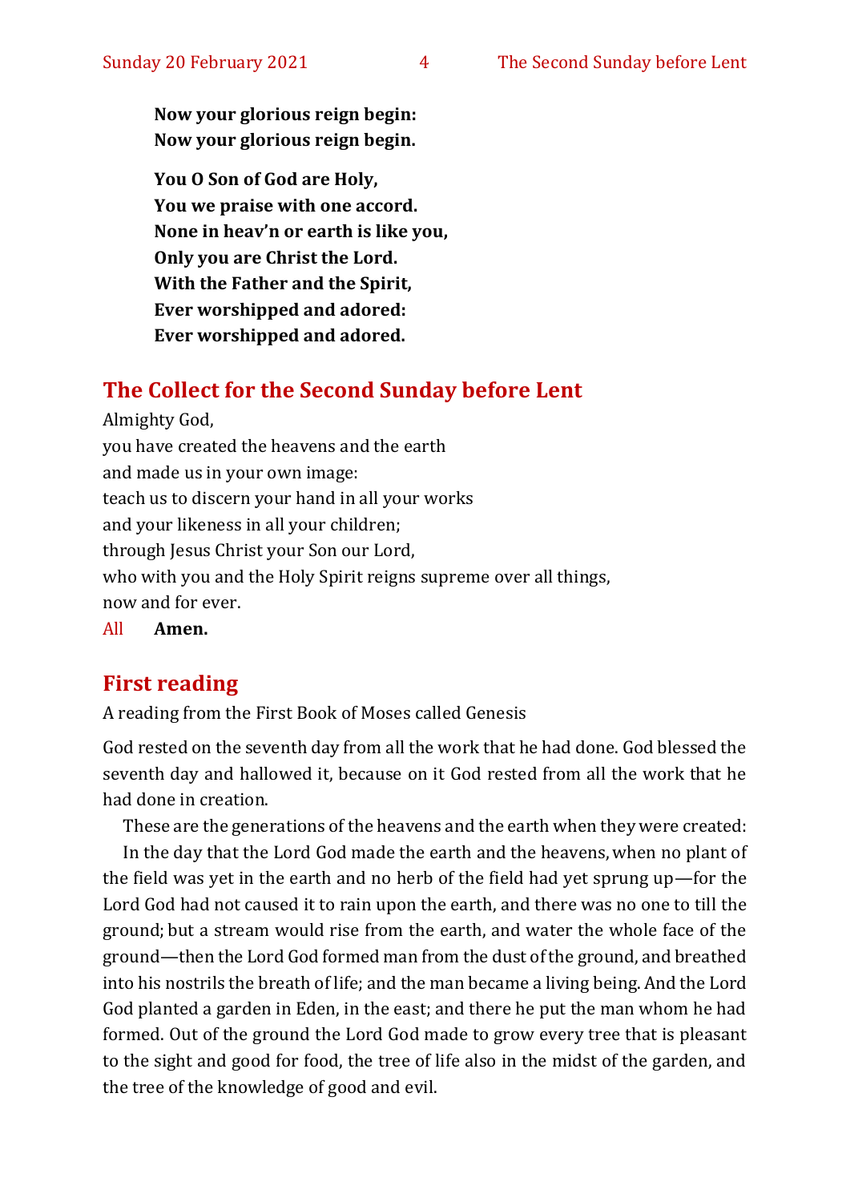**Now your glorious reign begin:**
**Now your glorious reign begin.**

**You O Son of God are Holy,**
**You we praise with one accord.**
**None in heav'n or earth is like you,**
**Only you are Christ the Lord.**
**With the Father and the Spirit,**
**Ever worshipped and adored:**
**Ever worshipped and adored.**

## The Collect for the Second Sunday before Lent

Almighty God,
you have created the heavens and the earth
and made us in your own image:
teach us to discern your hand in all your works
and your likeness in all your children;
through Jesus Christ your Son our Lord,
who with you and the Holy Spirit reigns supreme over all things,
now and for ever.

All **Amen.**

## First reading

A reading from the First Book of Moses called Genesis

God rested on the seventh day from all the work that he had done. God blessed the seventh day and hallowed it, because on it God rested from all the work that he had done in creation.

These are the generations of the heavens and the earth when they were created:

In the day that the Lord God made the earth and the heavens, when no plant of the field was yet in the earth and no herb of the field had yet sprung up—for the Lord God had not caused it to rain upon the earth, and there was no one to till the ground; but a stream would rise from the earth, and water the whole face of the ground—then the Lord God formed man from the dust of the ground, and breathed into his nostrils the breath of life; and the man became a living being. And the Lord God planted a garden in Eden, in the east; and there he put the man whom he had formed. Out of the ground the Lord God made to grow every tree that is pleasant to the sight and good for food, the tree of life also in the midst of the garden, and the tree of the knowledge of good and evil.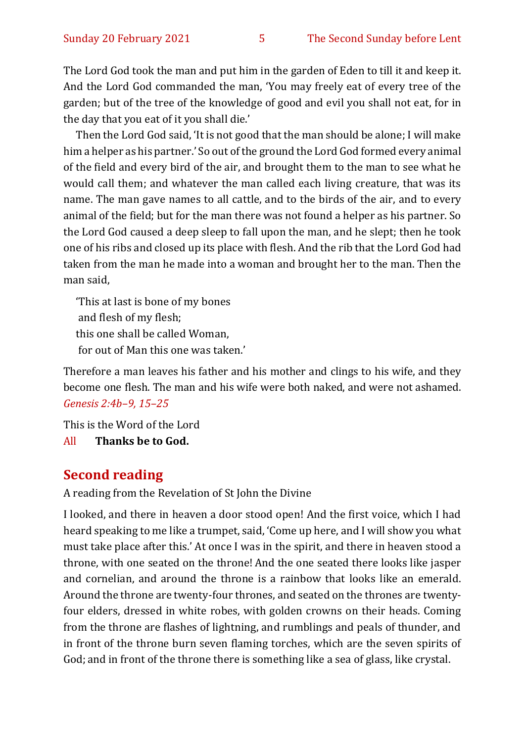The Lord God took the man and put him in the garden of Eden to till it and keep it. And the Lord God commanded the man, 'You may freely eat of every tree of the garden; but of the tree of the knowledge of good and evil you shall not eat, for in the day that you eat of it you shall die.'

Then the Lord God said, 'It is not good that the man should be alone; I will make him a helper as his partner.' So out of the ground the Lord God formed every animal of the field and every bird of the air, and brought them to the man to see what he would call them; and whatever the man called each living creature, that was its name. The man gave names to all cattle, and to the birds of the air, and to every animal of the field; but for the man there was not found a helper as his partner. So the Lord God caused a deep sleep to fall upon the man, and he slept; then he took one of his ribs and closed up its place with flesh. And the rib that the Lord God had taken from the man he made into a woman and brought her to the man. Then the man said,

'This at last is bone of my bones
and flesh of my flesh;
this one shall be called Woman,
for out of Man this one was taken.'

Therefore a man leaves his father and his mother and clings to his wife, and they become one flesh. The man and his wife were both naked, and were not ashamed.
*Genesis 2:4b–9, 15–25*

This is the Word of the Lord
All **Thanks be to God.**

## Second reading

A reading from the Revelation of St John the Divine

I looked, and there in heaven a door stood open! And the first voice, which I had heard speaking to me like a trumpet, said, 'Come up here, and I will show you what must take place after this.' At once I was in the spirit, and there in heaven stood a throne, with one seated on the throne! And the one seated there looks like jasper and cornelian, and around the throne is a rainbow that looks like an emerald. Around the throne are twenty-four thrones, and seated on the thrones are twenty-four elders, dressed in white robes, with golden crowns on their heads. Coming from the throne are flashes of lightning, and rumblings and peals of thunder, and in front of the throne burn seven flaming torches, which are the seven spirits of God; and in front of the throne there is something like a sea of glass, like crystal.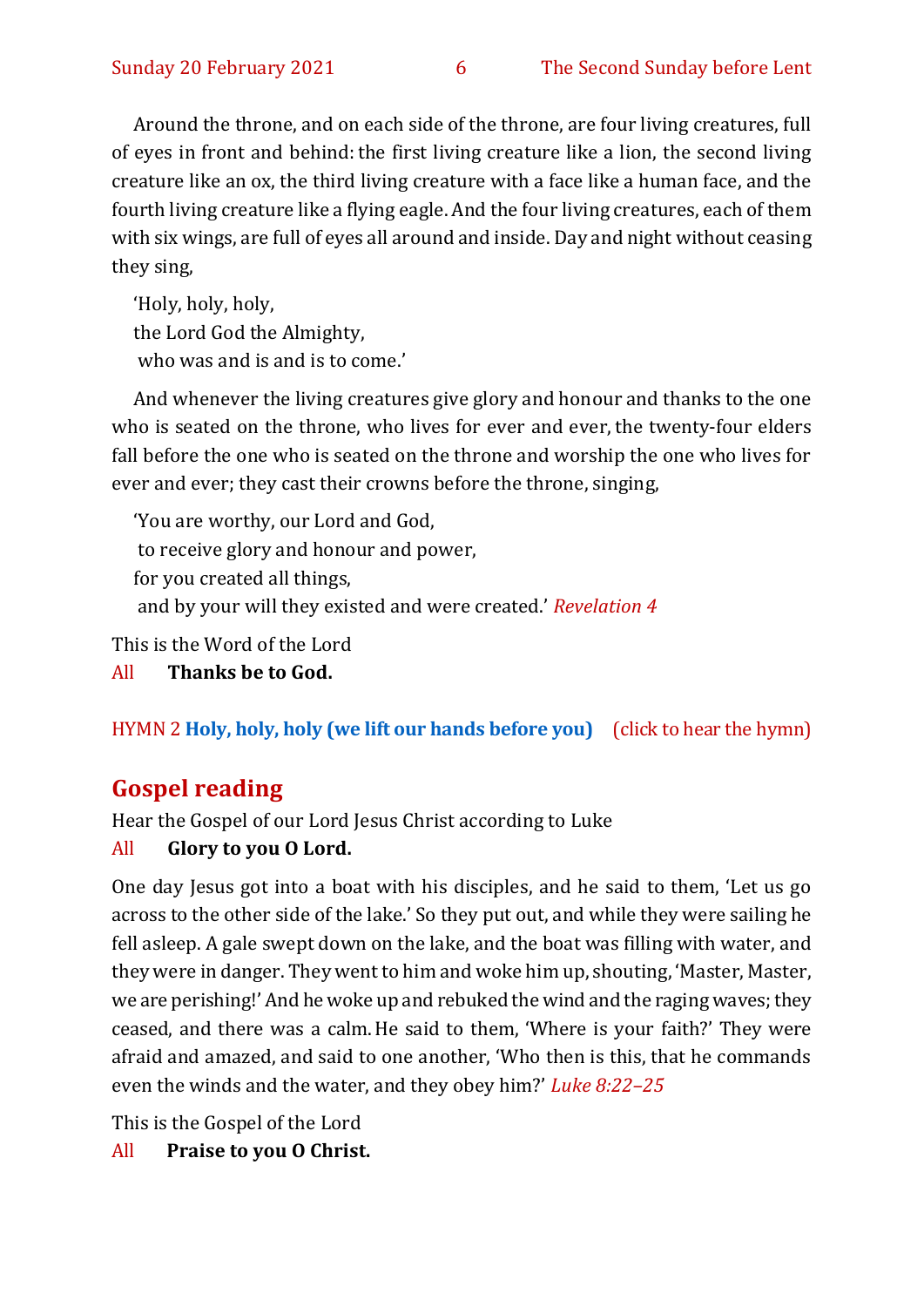Around the throne, and on each side of the throne, are four living creatures, full of eyes in front and behind: the first living creature like a lion, the second living creature like an ox, the third living creature with a face like a human face, and the fourth living creature like a flying eagle. And the four living creatures, each of them with six wings, are full of eyes all around and inside. Day and night without ceasing they sing,

'Holy, holy, holy,
the Lord God the Almighty,
who was and is and is to come.'

And whenever the living creatures give glory and honour and thanks to the one who is seated on the throne, who lives for ever and ever, the twenty-four elders fall before the one who is seated on the throne and worship the one who lives for ever and ever; they cast their crowns before the throne, singing,

'You are worthy, our Lord and God,
to receive glory and honour and power,
for you created all things,
and by your will they existed and were created.' *Revelation 4*

This is the Word of the Lord
All **Thanks be to God.**

HYMN 2 **Holy, holy, holy (we lift our hands before you)** (click to hear the hymn)

## Gospel reading

Hear the Gospel of our Lord Jesus Christ according to Luke
All **Glory to you O Lord.**

One day Jesus got into a boat with his disciples, and he said to them, 'Let us go across to the other side of the lake.' So they put out, and while they were sailing he fell asleep. A gale swept down on the lake, and the boat was filling with water, and they were in danger. They went to him and woke him up, shouting, 'Master, Master, we are perishing!' And he woke up and rebuked the wind and the raging waves; they ceased, and there was a calm. He said to them, 'Where is your faith?' They were afraid and amazed, and said to one another, 'Who then is this, that he commands even the winds and the water, and they obey him?' *Luke 8:22–25*

This is the Gospel of the Lord
All **Praise to you O Christ.**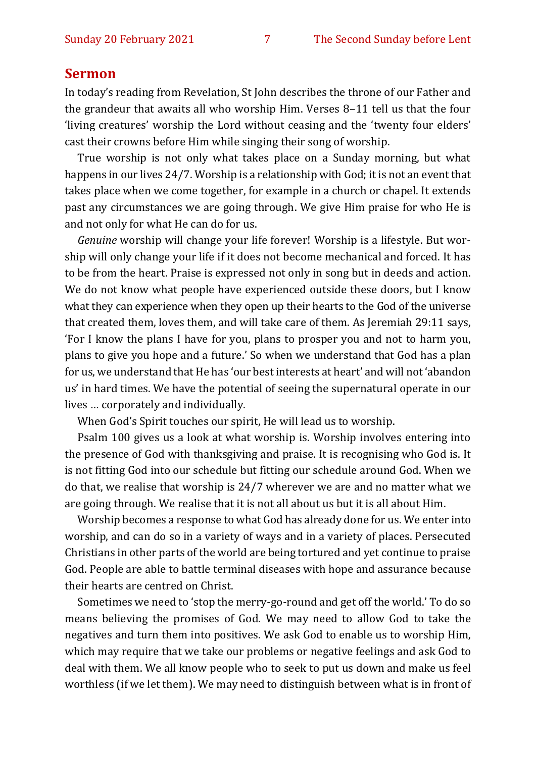## Sermon

In today's reading from Revelation, St John describes the throne of our Father and the grandeur that awaits all who worship Him. Verses 8–11 tell us that the four 'living creatures' worship the Lord without ceasing and the 'twenty four elders' cast their crowns before Him while singing their song of worship.

True worship is not only what takes place on a Sunday morning, but what happens in our lives 24/7. Worship is a relationship with God; it is not an event that takes place when we come together, for example in a church or chapel. It extends past any circumstances we are going through. We give Him praise for who He is and not only for what He can do for us.

*Genuine* worship will change your life forever! Worship is a lifestyle. But worship will only change your life if it does not become mechanical and forced. It has to be from the heart. Praise is expressed not only in song but in deeds and action. We do not know what people have experienced outside these doors, but I know what they can experience when they open up their hearts to the God of the universe that created them, loves them, and will take care of them. As Jeremiah 29:11 says, 'For I know the plans I have for you, plans to prosper you and not to harm you, plans to give you hope and a future.' So when we understand that God has a plan for us, we understand that He has 'our best interests at heart' and will not 'abandon us' in hard times. We have the potential of seeing the supernatural operate in our lives … corporately and individually.

When God's Spirit touches our spirit, He will lead us to worship.

Psalm 100 gives us a look at what worship is. Worship involves entering into the presence of God with thanksgiving and praise. It is recognising who God is. It is not fitting God into our schedule but fitting our schedule around God. When we do that, we realise that worship is 24/7 wherever we are and no matter what we are going through. We realise that it is not all about us but it is all about Him.

Worship becomes a response to what God has already done for us. We enter into worship, and can do so in a variety of ways and in a variety of places. Persecuted Christians in other parts of the world are being tortured and yet continue to praise God. People are able to battle terminal diseases with hope and assurance because their hearts are centred on Christ.

Sometimes we need to 'stop the merry-go-round and get off the world.' To do so means believing the promises of God. We may need to allow God to take the negatives and turn them into positives. We ask God to enable us to worship Him, which may require that we take our problems or negative feelings and ask God to deal with them. We all know people who to seek to put us down and make us feel worthless (if we let them). We may need to distinguish between what is in front of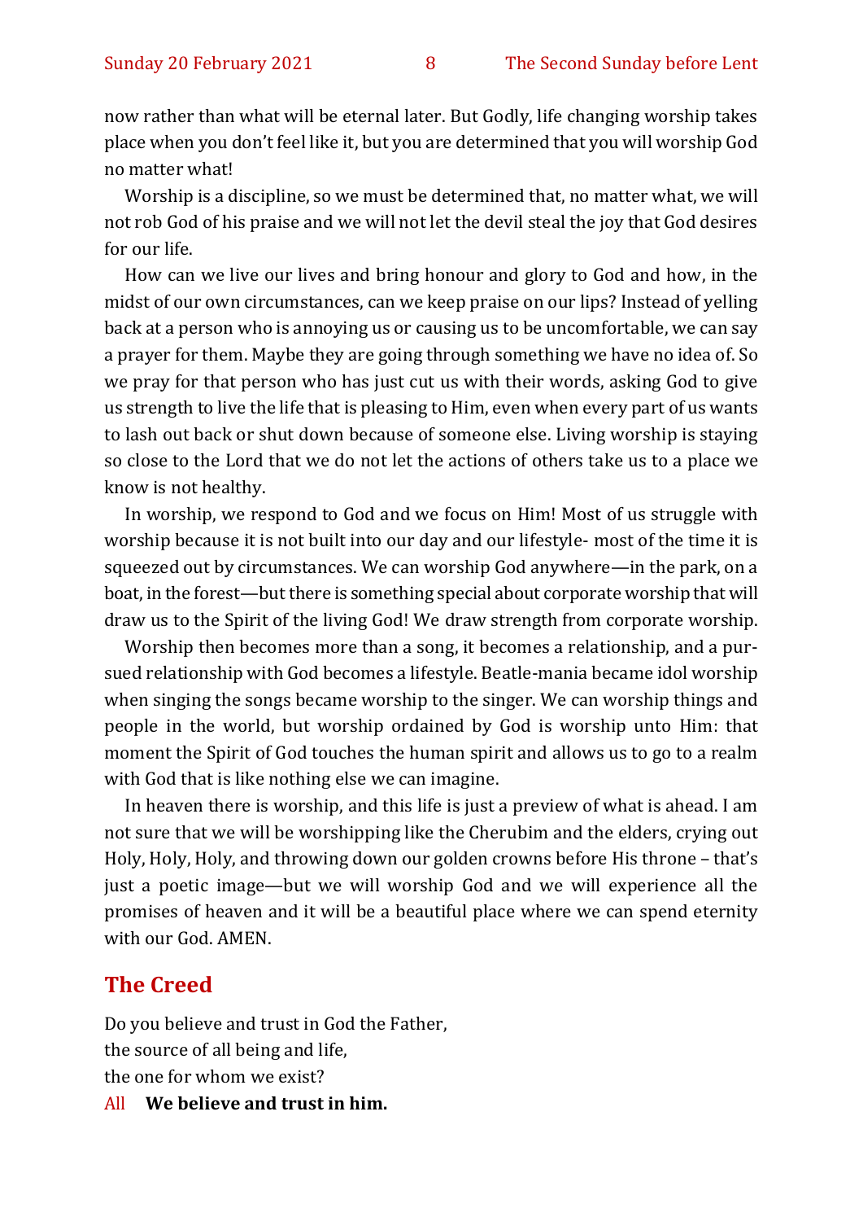now rather than what will be eternal later. But Godly, life changing worship takes place when you don't feel like it, but you are determined that you will worship God no matter what!

Worship is a discipline, so we must be determined that, no matter what, we will not rob God of his praise and we will not let the devil steal the joy that God desires for our life.

How can we live our lives and bring honour and glory to God and how, in the midst of our own circumstances, can we keep praise on our lips? Instead of yelling back at a person who is annoying us or causing us to be uncomfortable, we can say a prayer for them. Maybe they are going through something we have no idea of. So we pray for that person who has just cut us with their words, asking God to give us strength to live the life that is pleasing to Him, even when every part of us wants to lash out back or shut down because of someone else. Living worship is staying so close to the Lord that we do not let the actions of others take us to a place we know is not healthy.

In worship, we respond to God and we focus on Him! Most of us struggle with worship because it is not built into our day and our lifestyle- most of the time it is squeezed out by circumstances. We can worship God anywhere—in the park, on a boat, in the forest—but there is something special about corporate worship that will draw us to the Spirit of the living God! We draw strength from corporate worship.

Worship then becomes more than a song, it becomes a relationship, and a pursued relationship with God becomes a lifestyle. Beatle-mania became idol worship when singing the songs became worship to the singer. We can worship things and people in the world, but worship ordained by God is worship unto Him: that moment the Spirit of God touches the human spirit and allows us to go to a realm with God that is like nothing else we can imagine.

In heaven there is worship, and this life is just a preview of what is ahead. I am not sure that we will be worshipping like the Cherubim and the elders, crying out Holy, Holy, Holy, and throwing down our golden crowns before His throne – that's just a poetic image—but we will worship God and we will experience all the promises of heaven and it will be a beautiful place where we can spend eternity with our God. AMEN.

## The Creed

Do you believe and trust in God the Father,
the source of all being and life,
the one for whom we exist?

All **We believe and trust in him.**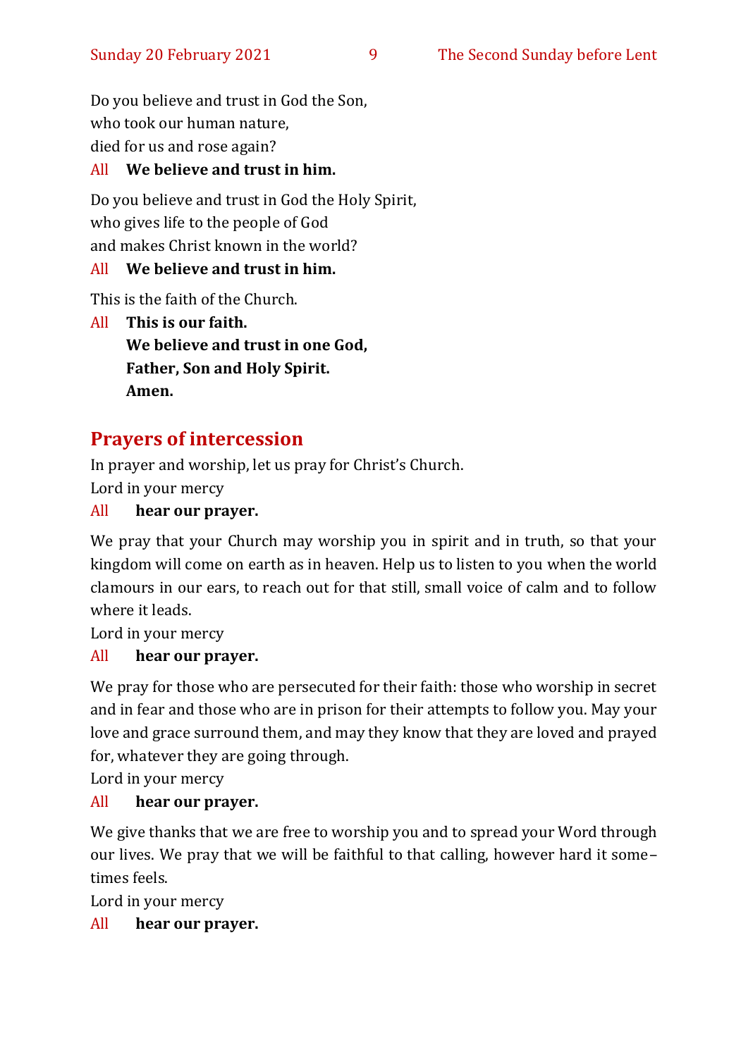Do you believe and trust in God the Son,
who took our human nature,
died for us and rose again?

All **We believe and trust in him.**

Do you believe and trust in God the Holy Spirit,
who gives life to the people of God
and makes Christ known in the world?

All **We believe and trust in him.**

This is the faith of the Church.

All **This is our faith.**
**We believe and trust in one God,**
**Father, Son and Holy Spirit.**
**Amen.**

## Prayers of intercession

In prayer and worship, let us pray for Christ's Church.
Lord in your mercy

All **hear our prayer.**

We pray that your Church may worship you in spirit and in truth, so that your kingdom will come on earth as in heaven. Help us to listen to you when the world clamours in our ears, to reach out for that still, small voice of calm and to follow where it leads.
Lord in your mercy

All **hear our prayer.**

We pray for those who are persecuted for their faith: those who worship in secret and in fear and those who are in prison for their attempts to follow you. May your love and grace surround them, and may they know that they are loved and prayed for, whatever they are going through.
Lord in your mercy

All **hear our prayer.**

We give thanks that we are free to worship you and to spread your Word through our lives. We pray that we will be faithful to that calling, however hard it sometimes feels.
Lord in your mercy

All **hear our prayer.**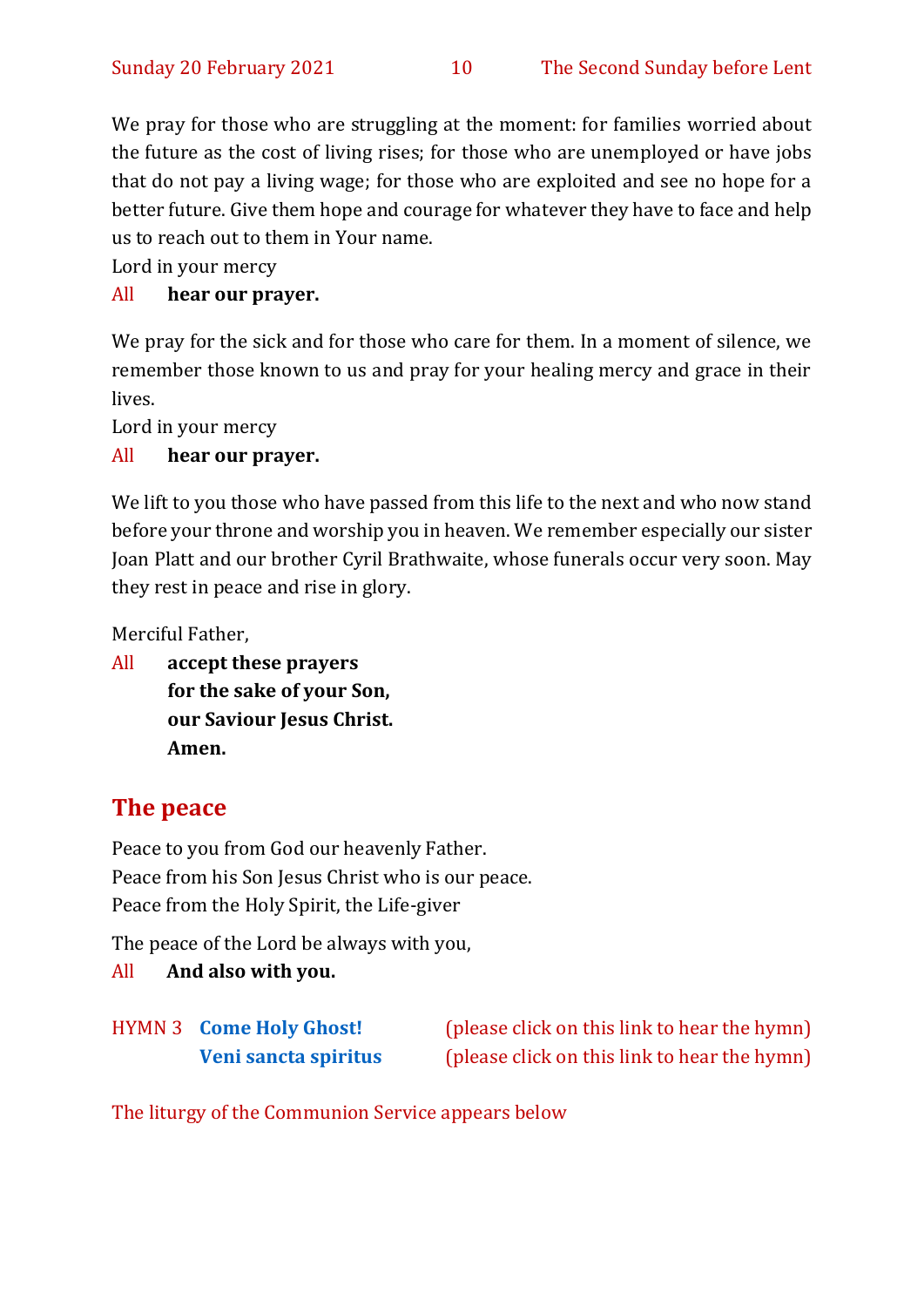We pray for those who are struggling at the moment: for families worried about the future as the cost of living rises; for those who are unemployed or have jobs that do not pay a living wage; for those who are exploited and see no hope for a better future. Give them hope and courage for whatever they have to face and help us to reach out to them in Your name.

Lord in your mercy

All **hear our prayer.**

We pray for the sick and for those who care for them. In a moment of silence, we remember those known to us and pray for your healing mercy and grace in their lives.

Lord in your mercy

All **hear our prayer.**

We lift to you those who have passed from this life to the next and who now stand before your throne and worship you in heaven. We remember especially our sister Joan Platt and our brother Cyril Brathwaite, whose funerals occur very soon. May they rest in peace and rise in glory.

Merciful Father,

All **accept these prayers**
**for the sake of your Son,**
**our Saviour Jesus Christ.**
**Amen.**

## The peace

Peace to you from God our heavenly Father.
Peace from his Son Jesus Christ who is our peace.
Peace from the Holy Spirit, the Life-giver

The peace of the Lord be always with you,

All **And also with you.**

HYMN 3 **Come Holy Ghost!** (please click on this link to hear the hymn)
**Veni sancta spiritus** (please click on this link to hear the hymn)

The liturgy of the Communion Service appears below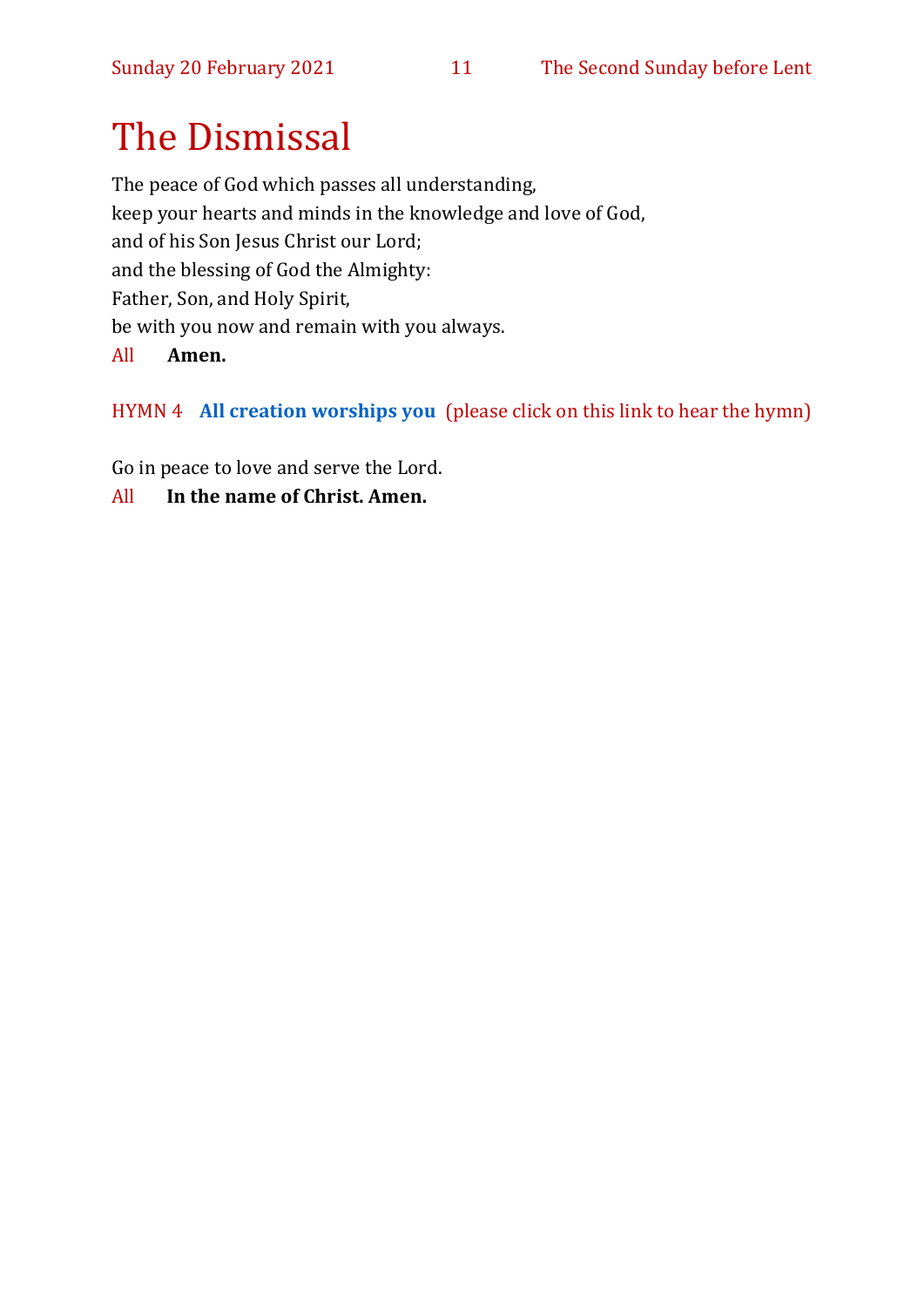# The Dismissal

The peace of God which passes all understanding,
keep your hearts and minds in the knowledge and love of God,
and of his Son Jesus Christ our Lord;
and the blessing of God the Almighty:
Father, Son, and Holy Spirit,
be with you now and remain with you always.

All **Amen.**

HYMN 4 **All creation worships you** (please click on this link to hear the hymn)

Go in peace to love and serve the Lord.

All **In the name of Christ. Amen.**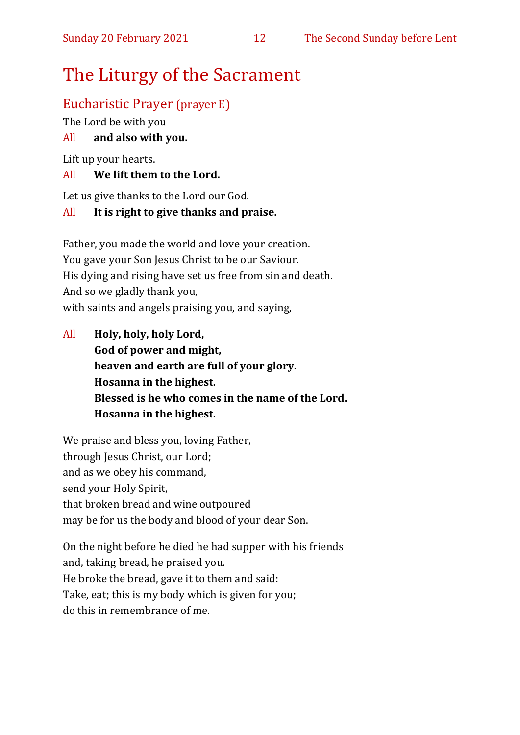# The Liturgy of the Sacrament

## Eucharistic Prayer (prayer E)

The Lord be with you

All **and also with you.**

Lift up your hearts.

All **We lift them to the Lord.**

Let us give thanks to the Lord our God.

All **It is right to give thanks and praise.**

Father, you made the world and love your creation.
You gave your Son Jesus Christ to be our Saviour.
His dying and rising have set us free from sin and death.
And so we gladly thank you,
with saints and angels praising you, and saying,

All **Holy, holy, holy Lord,**
**God of power and might,**
**heaven and earth are full of your glory.**
**Hosanna in the highest.**
**Blessed is he who comes in the name of the Lord.**
**Hosanna in the highest.**

We praise and bless you, loving Father,
through Jesus Christ, our Lord;
and as we obey his command,
send your Holy Spirit,
that broken bread and wine outpoured
may be for us the body and blood of your dear Son.

On the night before he died he had supper with his friends
and, taking bread, he praised you.
He broke the bread, gave it to them and said:
Take, eat; this is my body which is given for you;
do this in remembrance of me.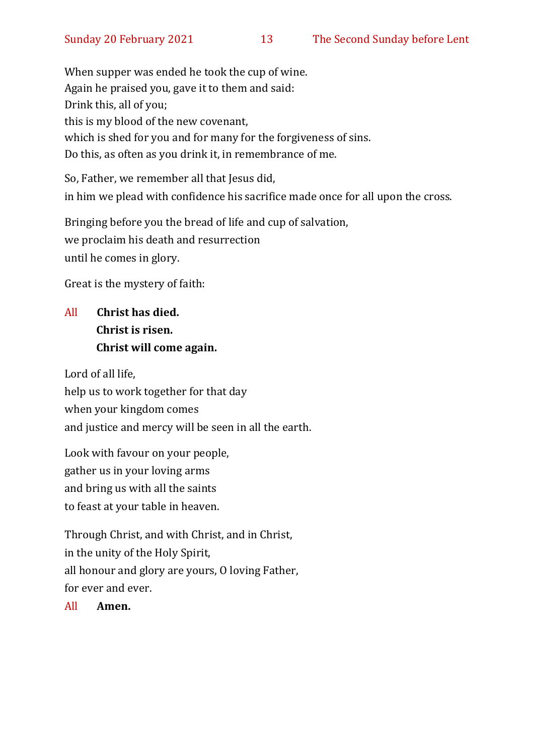When supper was ended he took the cup of wine.
Again he praised you, gave it to them and said:
Drink this, all of you;
this is my blood of the new covenant,
which is shed for you and for many for the forgiveness of sins.
Do this, as often as you drink it, in remembrance of me.

So, Father, we remember all that Jesus did,
in him we plead with confidence his sacrifice made once for all upon the cross.

Bringing before you the bread of life and cup of salvation,
we proclaim his death and resurrection
until he comes in glory.

Great is the mystery of faith:

All **Christ has died.**
**Christ is risen.**
**Christ will come again.**

Lord of all life,
help us to work together for that day
when your kingdom comes
and justice and mercy will be seen in all the earth.

Look with favour on your people,
gather us in your loving arms
and bring us with all the saints
to feast at your table in heaven.

Through Christ, and with Christ, and in Christ,
in the unity of the Holy Spirit,
all honour and glory are yours, O loving Father,
for ever and ever.

All **Amen.**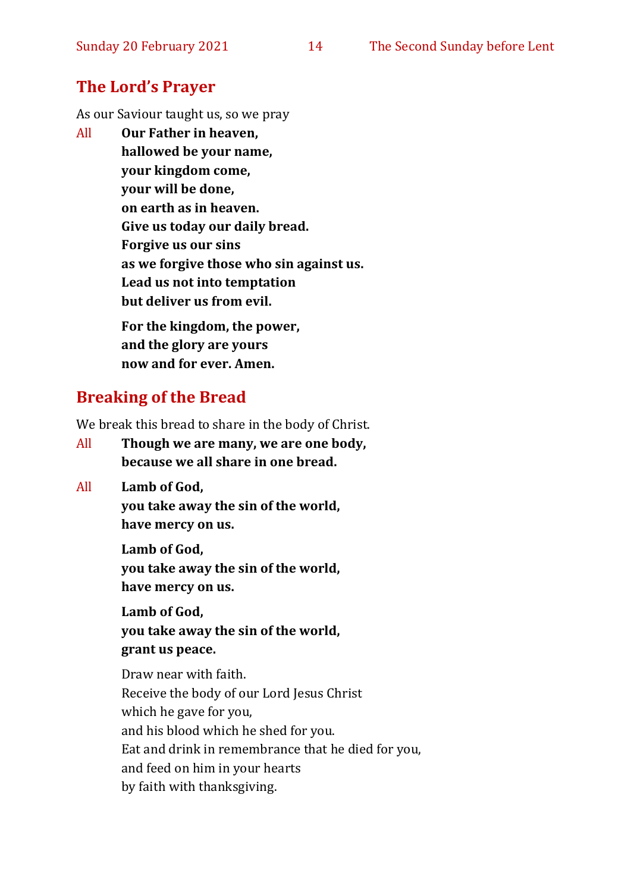## The Lord's Prayer

As our Saviour taught us, so we pray

All **Our Father in heaven,**
**hallowed be your name,**
**your kingdom come,**
**your will be done,**
**on earth as in heaven.**
**Give us today our daily bread.**
**Forgive us our sins**
**as we forgive those who sin against us.**
**Lead us not into temptation**
**but deliver us from evil.**

**For the kingdom, the power,**
**and the glory are yours**
**now and for ever. Amen.**

## Breaking of the Bread

We break this bread to share in the body of Christ.

All **Though we are many, we are one body,**
**because we all share in one bread.**

All **Lamb of God,**
**you take away the sin of the world,**
**have mercy on us.**

**Lamb of God,**
**you take away the sin of the world,**
**have mercy on us.**

**Lamb of God,**
**you take away the sin of the world,**
**grant us peace.**

Draw near with faith.
Receive the body of our Lord Jesus Christ
which he gave for you,
and his blood which he shed for you.
Eat and drink in remembrance that he died for you,
and feed on him in your hearts
by faith with thanksgiving.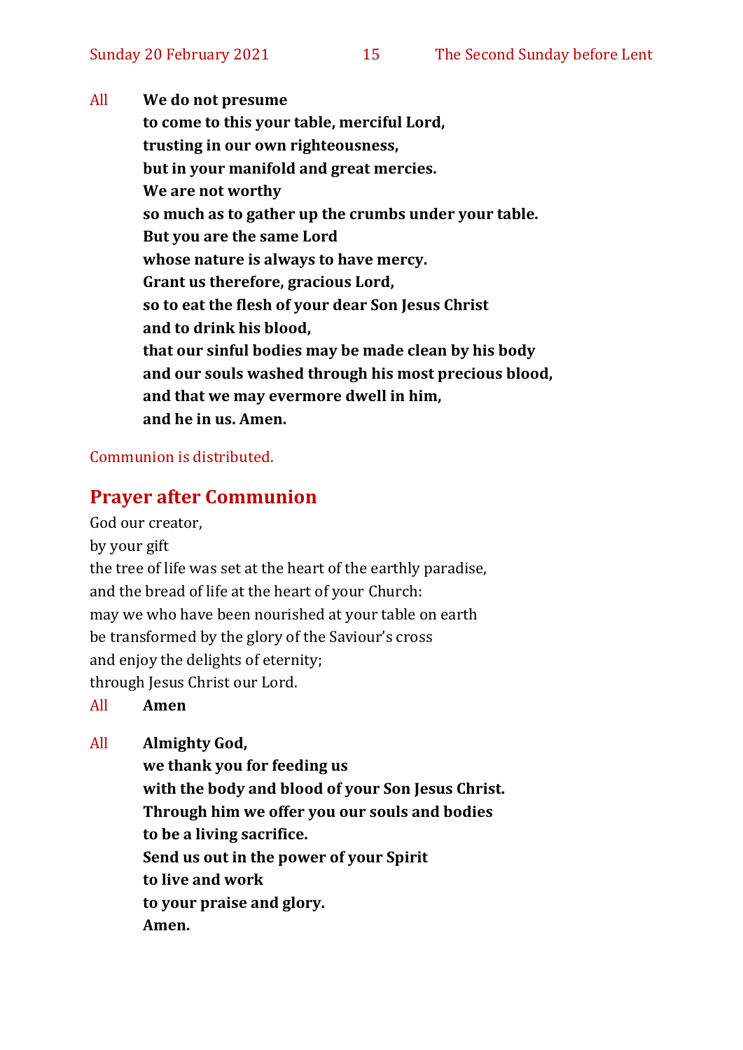All **We do not presume**
**to come to this your table, merciful Lord,**
**trusting in our own righteousness,**
**but in your manifold and great mercies.**
**We are not worthy**
**so much as to gather up the crumbs under your table.**
**But you are the same Lord**
**whose nature is always to have mercy.**
**Grant us therefore, gracious Lord,**
**so to eat the flesh of your dear Son Jesus Christ**
**and to drink his blood,**
**that our sinful bodies may be made clean by his body**
**and our souls washed through his most precious blood,**
**and that we may evermore dwell in him,**
**and he in us. Amen.**

Communion is distributed.

## Prayer after Communion

God our creator,
by your gift
the tree of life was set at the heart of the earthly paradise,
and the bread of life at the heart of your Church:
may we who have been nourished at your table on earth
be transformed by the glory of the Saviour's cross
and enjoy the delights of eternity;
through Jesus Christ our Lord.

All **Amen**

All **Almighty God,**
**we thank you for feeding us**
**with the body and blood of your Son Jesus Christ.**
**Through him we offer you our souls and bodies**
**to be a living sacrifice.**
**Send us out in the power of your Spirit**
**to live and work**
**to your praise and glory.**
**Amen.**